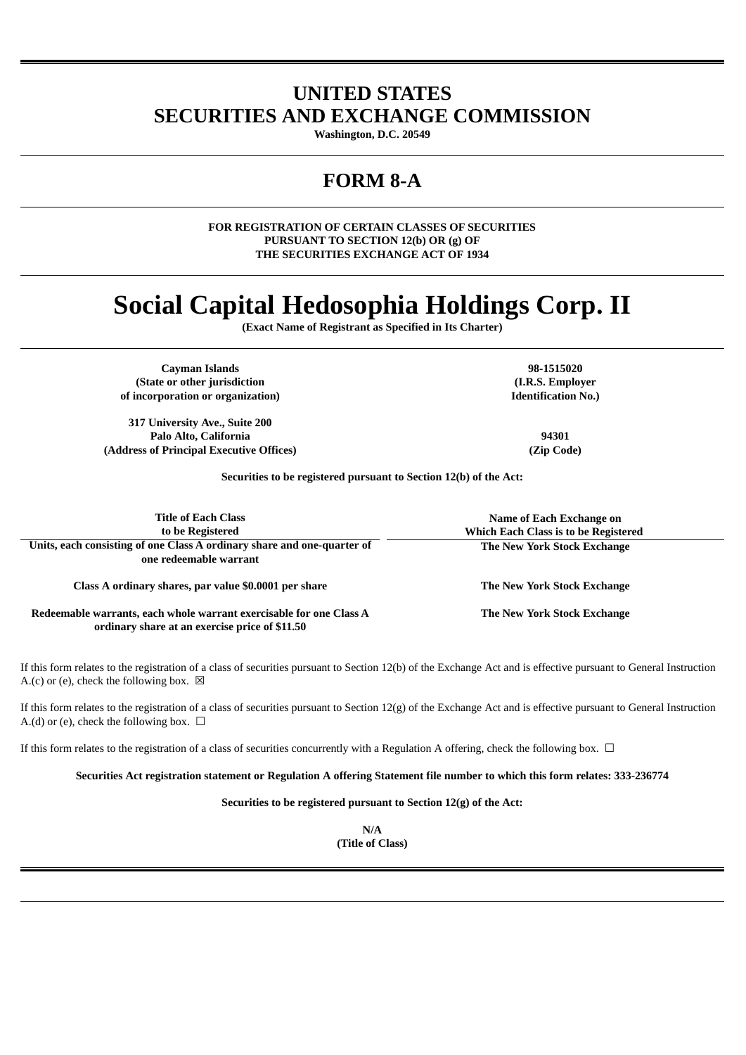# UNITED STATES
# SECURITIES AND EXCHANGE COMMISSION

**Washington, D.C. 20549**

# FORM 8-A

**FOR REGISTRATION OF CERTAIN CLASSES OF SECURITIES PURSUANT TO SECTION 12(b) OR (g) OF THE SECURITIES EXCHANGE ACT OF 1934**

# Social Capital Hedosophia Holdings Corp. II

**(Exact Name of Registrant as Specified in Its Charter)**

| | |
|---|---|
| **Cayman Islands**<br>**(State or other jurisdiction of incorporation or organization)** | **98-1515020**<br>**(I.R.S. Employer Identification No.)** |
| **317 University Ave., Suite 200**<br>**Palo Alto, California**<br>**(Address of Principal Executive Offices)** | **94301**<br>**(Zip Code)** |

**Securities to be registered pursuant to Section 12(b) of the Act:**

| Title of Each Class to be Registered | Name of Each Exchange on Which Each Class is to be Registered |
|---|---|
| **Units, each consisting of one Class A ordinary share and one-quarter of one redeemable warrant** | **The New York Stock Exchange** |
| **Class A ordinary shares, par value $0.0001 per share** | **The New York Stock Exchange** |
| **Redeemable warrants, each whole warrant exercisable for one Class A ordinary share at an exercise price of $11.50** | **The New York Stock Exchange** |

If this form relates to the registration of a class of securities pursuant to Section 12(b) of the Exchange Act and is effective pursuant to General Instruction A.(c) or (e), check the following box. ☒

If this form relates to the registration of a class of securities pursuant to Section 12(g) of the Exchange Act and is effective pursuant to General Instruction A.(d) or (e), check the following box. ☐

If this form relates to the registration of a class of securities concurrently with a Regulation A offering, check the following box. ☐

**Securities Act registration statement or Regulation A offering Statement file number to which this form relates: 333-236774**

**Securities to be registered pursuant to Section 12(g) of the Act:**

**N/A**
**(Title of Class)**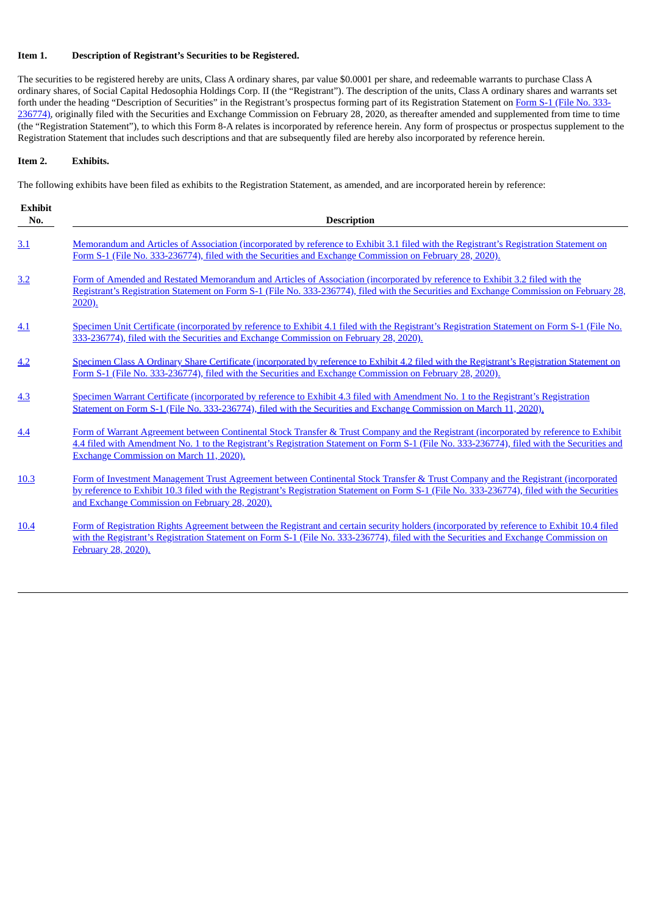**Item 1. Description of Registrant's Securities to be Registered.**

The securities to be registered hereby are units, Class A ordinary shares, par value $0.0001 per share, and redeemable warrants to purchase Class A ordinary shares, of Social Capital Hedosophia Holdings Corp. II (the "Registrant"). The description of the units, Class A ordinary shares and warrants set forth under the heading "Description of Securities" in the Registrant's prospectus forming part of its Registration Statement on Form S-1 (File No. 333-236774), originally filed with the Securities and Exchange Commission on February 28, 2020, as thereafter amended and supplemented from time to time (the "Registration Statement"), to which this Form 8-A relates is incorporated by reference herein. Any form of prospectus or prospectus supplement to the Registration Statement that includes such descriptions and that are subsequently filed are hereby also incorporated by reference herein.

**Item 2. Exhibits.**

The following exhibits have been filed as exhibits to the Registration Statement, as amended, and are incorporated herein by reference:

| Exhibit No. | Description |
|---|---|
| 3.1 | Memorandum and Articles of Association (incorporated by reference to Exhibit 3.1 filed with the Registrant's Registration Statement on Form S-1 (File No. 333-236774), filed with the Securities and Exchange Commission on February 28, 2020). |
| 3.2 | Form of Amended and Restated Memorandum and Articles of Association (incorporated by reference to Exhibit 3.2 filed with the Registrant's Registration Statement on Form S-1 (File No. 333-236774), filed with the Securities and Exchange Commission on February 28, 2020). |
| 4.1 | Specimen Unit Certificate (incorporated by reference to Exhibit 4.1 filed with the Registrant's Registration Statement on Form S-1 (File No. 333-236774), filed with the Securities and Exchange Commission on February 28, 2020). |
| 4.2 | Specimen Class A Ordinary Share Certificate (incorporated by reference to Exhibit 4.2 filed with the Registrant's Registration Statement on Form S-1 (File No. 333-236774), filed with the Securities and Exchange Commission on February 28, 2020). |
| 4.3 | Specimen Warrant Certificate (incorporated by reference to Exhibit 4.3 filed with Amendment No. 1 to the Registrant's Registration Statement on Form S-1 (File No. 333-236774), filed with the Securities and Exchange Commission on March 11, 2020). |
| 4.4 | Form of Warrant Agreement between Continental Stock Transfer & Trust Company and the Registrant (incorporated by reference to Exhibit 4.4 filed with Amendment No. 1 to the Registrant's Registration Statement on Form S-1 (File No. 333-236774), filed with the Securities and Exchange Commission on March 11, 2020). |
| 10.3 | Form of Investment Management Trust Agreement between Continental Stock Transfer & Trust Company and the Registrant (incorporated by reference to Exhibit 10.3 filed with the Registrant's Registration Statement on Form S-1 (File No. 333-236774), filed with the Securities and Exchange Commission on February 28, 2020). |
| 10.4 | Form of Registration Rights Agreement between the Registrant and certain security holders (incorporated by reference to Exhibit 10.4 filed with the Registrant's Registration Statement on Form S-1 (File No. 333-236774), filed with the Securities and Exchange Commission on February 28, 2020). |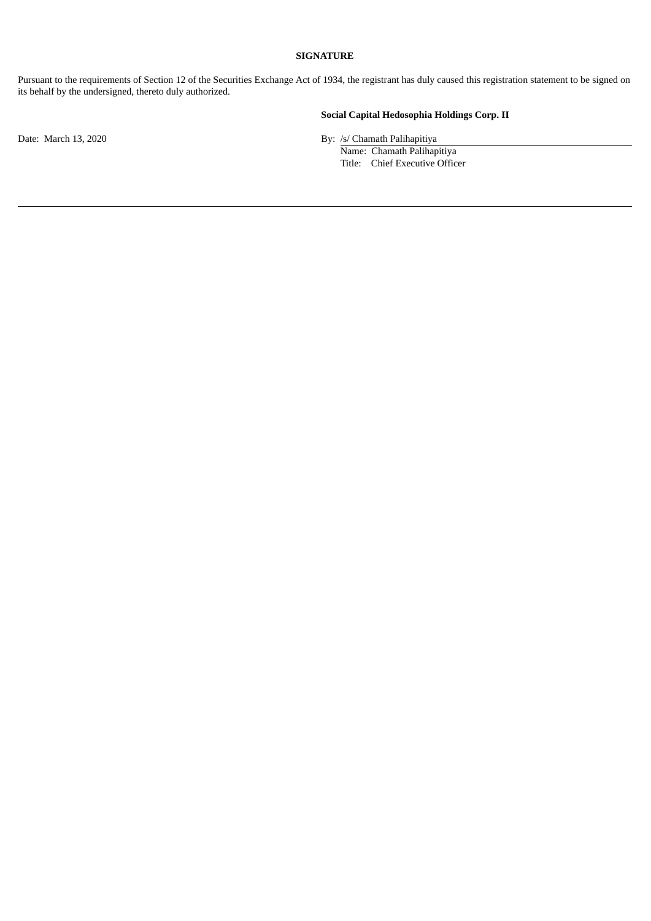**SIGNATURE**

Pursuant to the requirements of Section 12 of the Securities Exchange Act of 1934, the registrant has duly caused this registration statement to be signed on its behalf by the undersigned, thereto duly authorized.

**Social Capital Hedosophia Holdings Corp. II**

Date: March 13, 2020

By: /s/ Chamath Palihapitiya

Name: Chamath Palihapitiya

Title: Chief Executive Officer